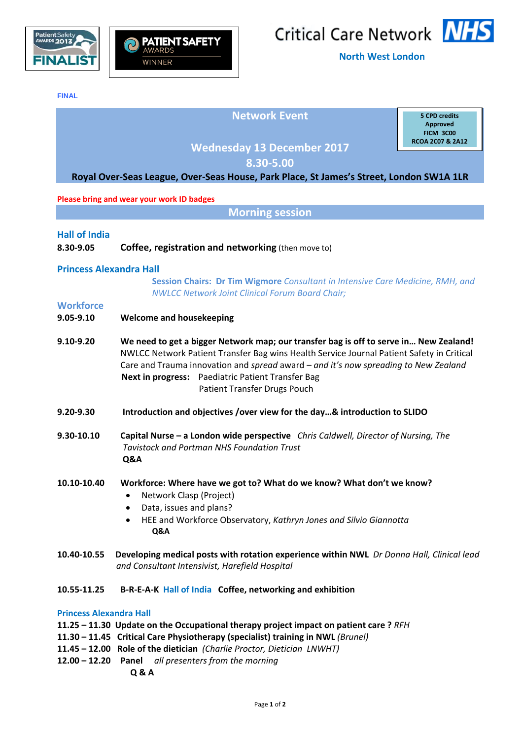Patient Safety Awards 2013 FINALIST

PATIENT SAFETY AWARDS WINNER

Critical Care Network NHS

**North West London**

FINAL

# Network Event

**5 CPD credits Approved FICM 3C00 RCOA 2C07 & 2A12**

## Wednesday 13 December 2017

## 8.30-5.00

**Royal Over-Seas League, Over-Seas House, Park Place, St James's Street, London SW1A 1LR**

**Please bring and wear your work ID badges**

## Morning session

### Hall of India

**8.30-9.05** **Coffee, registration and networking** (then move to)

### Princess Alexandra Hall

**Session Chairs: Dr Tim Wigmore** *Consultant in Intensive Care Medicine, RMH, and NWLCC Network Joint Clinical Forum Board Chair;*

### Workforce

**9.05-9.10** **Welcome and housekeeping**

**9.10-9.20** **We need to get a bigger Network map; our transfer bag is off to serve in… New Zealand!**
NWLCC Network Patient Transfer Bag wins Health Service Journal Patient Safety in Critical Care and Trauma innovation and *spread* award – *and it's now spreading to New Zealand*
**Next in progress:** Paediatric Patient Transfer Bag
Patient Transfer Drugs Pouch

**9.20-9.30** **Introduction and objectives /over view for the day…& introduction to SLIDO**

**9.30-10.10** **Capital Nurse – a London wide perspective** *Chris Caldwell, Director of Nursing, The Tavistock and Portman NHS Foundation Trust*
**Q&A**

**10.10-10.40** **Workforce: Where have we got to? What do we know? What don't we know?**

- Network Clasp (Project)
- Data, issues and plans?
- HEE and Workforce Observatory, *Kathryn Jones and Silvio Giannotta*

**Q&A**

**10.40-10.55** **Developing medical posts with rotation experience within NWL** *Dr Donna Hall, Clinical lead and Consultant Intensivist, Harefield Hospital*

**10.55-11.25** **B-R-E-A-K** Hall of India **Coffee, networking and exhibition**

### Princess Alexandra Hall

**11.25 – 11.30** **Update on the Occupational therapy project impact on patient care ?** *RFH*
**11.30 – 11.45** **Critical Care Physiotherapy (specialist) training in NWL** *(Brunel)*
**11.45 – 12.00** **Role of the dietician** *(Charlie Proctor, Dietician LNWHT)*
**12.00 – 12.20** **Panel** *all presenters from the morning*
**Q & A**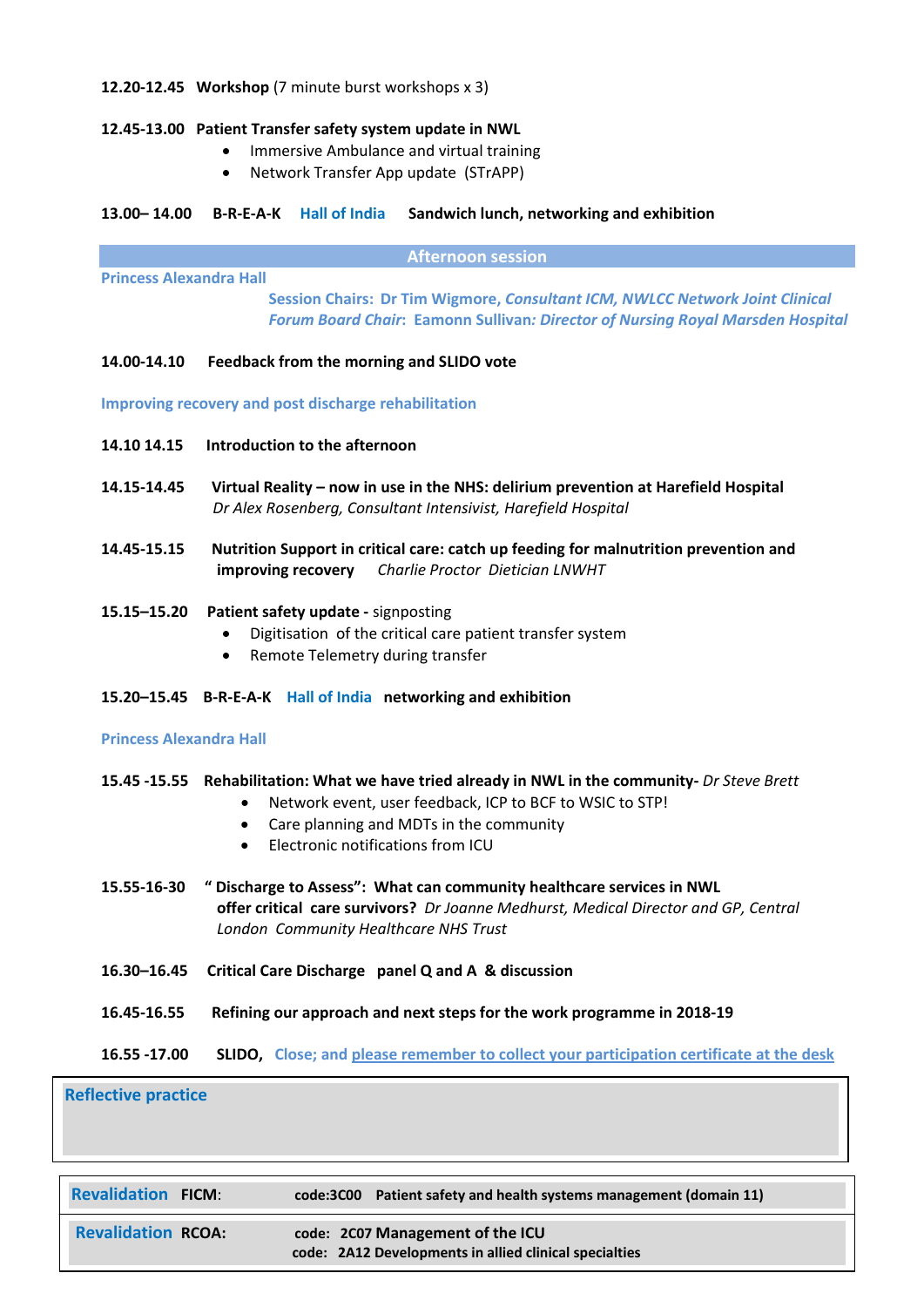**12.20-12.45 Workshop** (7 minute burst workshops x 3)

**12.45-13.00 Patient Transfer safety system update in NWL**

- Immersive Ambulance and virtual training
- Network Transfer App update (STrAPP)

**13.00– 14.00 B-R-E-A-K Hall of India Sandwich lunch, networking and exhibition**

## Afternoon session

**Princess Alexandra Hall**

**Session Chairs: Dr Tim Wigmore,** ***Consultant ICM, NWLCC Network Joint Clinical Forum Board Chair*****: Eamonn Sullivan*****: Director of Nursing Royal Marsden Hospital***

**14.00-14.10 Feedback from the morning and SLIDO vote**

**Improving recovery and post discharge rehabilitation**

**14.10 14.15 Introduction to the afternoon**

**14.15-14.45 Virtual Reality – now in use in the NHS: delirium prevention at Harefield Hospital**
*Dr Alex Rosenberg, Consultant Intensivist, Harefield Hospital*

**14.45-15.15 Nutrition Support in critical care: catch up feeding for malnutrition prevention and improving recovery** *Charlie Proctor Dietician LNWHT*

**15.15–15.20 Patient safety update -** signposting

- Digitisation of the critical care patient transfer system
- Remote Telemetry during transfer

**15.20–15.45 B-R-E-A-K Hall of India networking and exhibition**

**Princess Alexandra Hall**

**15.45 -15.55 Rehabilitation: What we have tried already in NWL in the community-** *Dr Steve Brett*

- Network event, user feedback, ICP to BCF to WSIC to STP!
- Care planning and MDTs in the community
- Electronic notifications from ICU

**15.55-16-30 " Discharge to Assess": What can community healthcare services in NWL offer critical care survivors?** *Dr Joanne Medhurst, Medical Director and GP, Central London Community Healthcare NHS Trust*

**16.30–16.45 Critical Care Discharge panel Q and A & discussion**

**16.45-16.55 Refining our approach and next steps for the work programme in 2018-19**

**16.55 -17.00 SLIDO,** Close; and please remember to collect your participation certificate at the desk

**Reflective practice**

| | | |
|---|---|---|
| **Revalidation FICM**: | **code:3C00** | **Patient safety and health systems management (domain 11)** |
| **Revalidation RCOA:** | **code: 2C07** | **Management of the ICU** |
| | **code: 2A12** | **Developments in allied clinical specialties** |